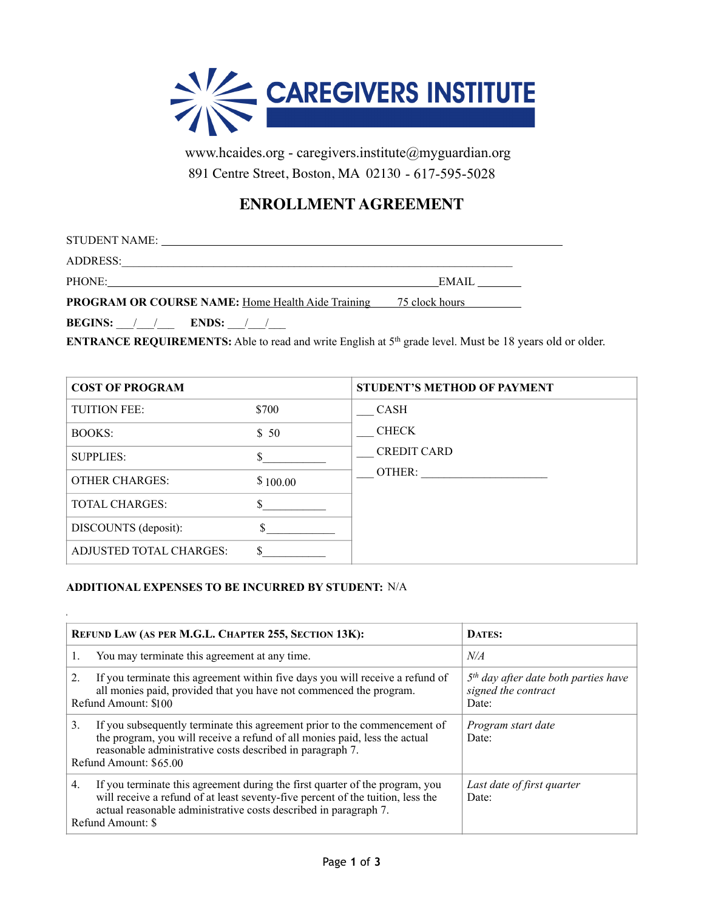# CAREGIVERS INSTITUTE

www.hcaides.org - caregivers.institute@myguardian.org
891 Centre Street, Boston, MA 02130 - 617-595-5028

## ENROLLMENT AGREEMENT

STUDENT NAME: ______________________________________________

ADDRESS: ______________________________________________

PHONE: ______________________________________________ EMAIL _______

**PROGRAM OR COURSE NAME:** Home Health Aide Training 75 clock hours

**BEGINS:** ___/___/___ **ENDS:** ___/___/___

**ENTRANCE REQUIREMENTS:** Able to read and write English at 5th grade level. Must be 18 years old or older.

| **COST OF PROGRAM** | | **STUDENT'S METHOD OF PAYMENT** |
|---|---|---|
| TUITION FEE: | $700 | ___ CASH |
| BOOKS: | $ 50 | ___ CHECK |
| SUPPLIES: | $__________ | ___ CREDIT CARD |
| OTHER CHARGES: | $ 100.00 | ___ OTHER: ____________________ |
| TOTAL CHARGES: | $__________ | |
| DISCOUNTS (deposit): | $__________ | |
| ADJUSTED TOTAL CHARGES: | $__________ | |

**ADDITIONAL EXPENSES TO BE INCURRED BY STUDENT:** N/A

| **REFUND LAW (AS PER M.G.L. CHAPTER 255, SECTION 13K):** | **DATES:** |
|---|---|
| 1. You may terminate this agreement at any time. | *N/A* |
| 2. If you terminate this agreement within five days you will receive a refund of all monies paid, provided that you have not commenced the program. Refund Amount: $100 | *5th day after date both parties have signed the contract* Date: |
| 3. If you subsequently terminate this agreement prior to the commencement of the program, you will receive a refund of all monies paid, less the actual reasonable administrative costs described in paragraph 7. Refund Amount: $65.00 | *Program start date* Date: |
| 4. If you terminate this agreement during the first quarter of the program, you will receive a refund of at least seventy-five percent of the tuition, less the actual reasonable administrative costs described in paragraph 7. Refund Amount: $ | *Last date of first quarter* Date: |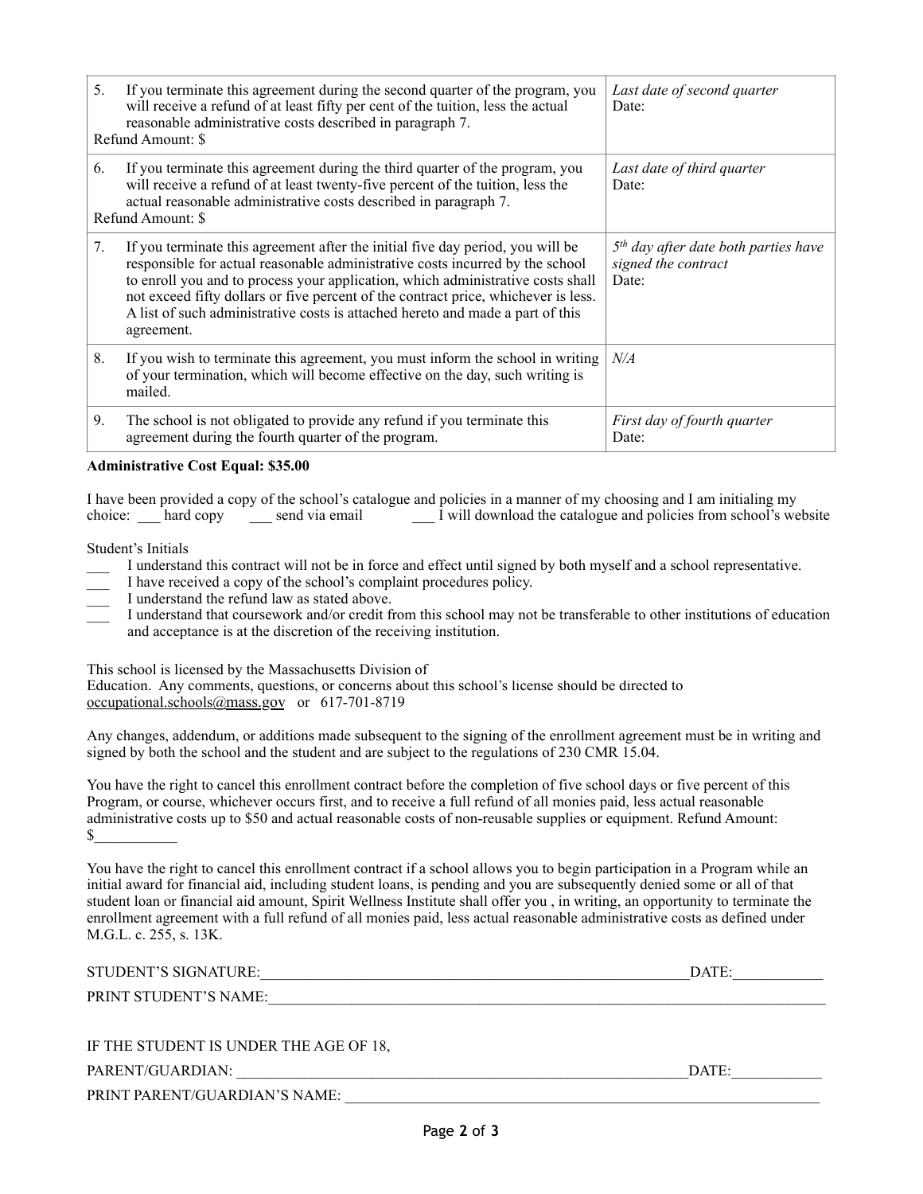| | |
|---|---|
| 5. If you terminate this agreement during the second quarter of the program, you will receive a refund of at least fifty per cent of the tuition, less the actual reasonable administrative costs described in paragraph 7.<br>Refund Amount: $ | *Last date of second quarter*<br>Date: |
| 6. If you terminate this agreement during the third quarter of the program, you will receive a refund of at least twenty-five percent of the tuition, less the actual reasonable administrative costs described in paragraph 7.<br>Refund Amount: $ | *Last date of third quarter*<br>Date: |
| 7. If you terminate this agreement after the initial five day period, you will be responsible for actual reasonable administrative costs incurred by the school to enroll you and to process your application, which administrative costs shall not exceed fifty dollars or five percent of the contract price, whichever is less. A list of such administrative costs is attached hereto and made a part of this agreement. | *5th day after date both parties have signed the contract*<br>Date: |
| 8. If you wish to terminate this agreement, you must inform the school in writing of your termination, which will become effective on the day, such writing is mailed. | *N/A* |
| 9. The school is not obligated to provide any refund if you terminate this agreement during the fourth quarter of the program. | *First day of fourth quarter*<br>Date: |

**Administrative Cost Equal: $35.00**

I have been provided a copy of the school's catalogue and policies in a manner of my choosing and I am initialing my choice: ___ hard copy ___ send via email ___ I will download the catalogue and policies from school's website

Student's Initials

___ I understand this contract will not be in force and effect until signed by both myself and a school representative.
___ I have received a copy of the school's complaint procedures policy.
___ I understand the refund law as stated above.
___ I understand that coursework and/or credit from this school may not be transferable to other institutions of education and acceptance is at the discretion of the receiving institution.

This school is licensed by the Massachusetts Division of Education. Any comments, questions, or concerns about this school's license should be directed to occupational.schools@mass.gov or 617-701-8719

Any changes, addendum, or additions made subsequent to the signing of the enrollment agreement must be in writing and signed by both the school and the student and are subject to the regulations of 230 CMR 15.04.

You have the right to cancel this enrollment contract before the completion of five school days or five percent of this Program, or course, whichever occurs first, and to receive a full refund of all monies paid, less actual reasonable administrative costs up to $50 and actual reasonable costs of non-reusable supplies or equipment. Refund Amount: $___________

You have the right to cancel this enrollment contract if a school allows you to begin participation in a Program while an initial award for financial aid, including student loans, is pending and you are subsequently denied some or all of that student loan or financial aid amount, Spirit Wellness Institute shall offer you , in writing, an opportunity to terminate the enrollment agreement with a full refund of all monies paid, less actual reasonable administrative costs as defined under M.G.L. c. 255, s. 13K.

STUDENT'S SIGNATURE:___________________________________________________________DATE:____________

PRINT STUDENT'S NAME:_________________________________________________________________________

IF THE STUDENT IS UNDER THE AGE OF 18,

PARENT/GUARDIAN: ____________________________________________________________DATE:____________

PRINT PARENT/GUARDIAN'S NAME: _______________________________________________________________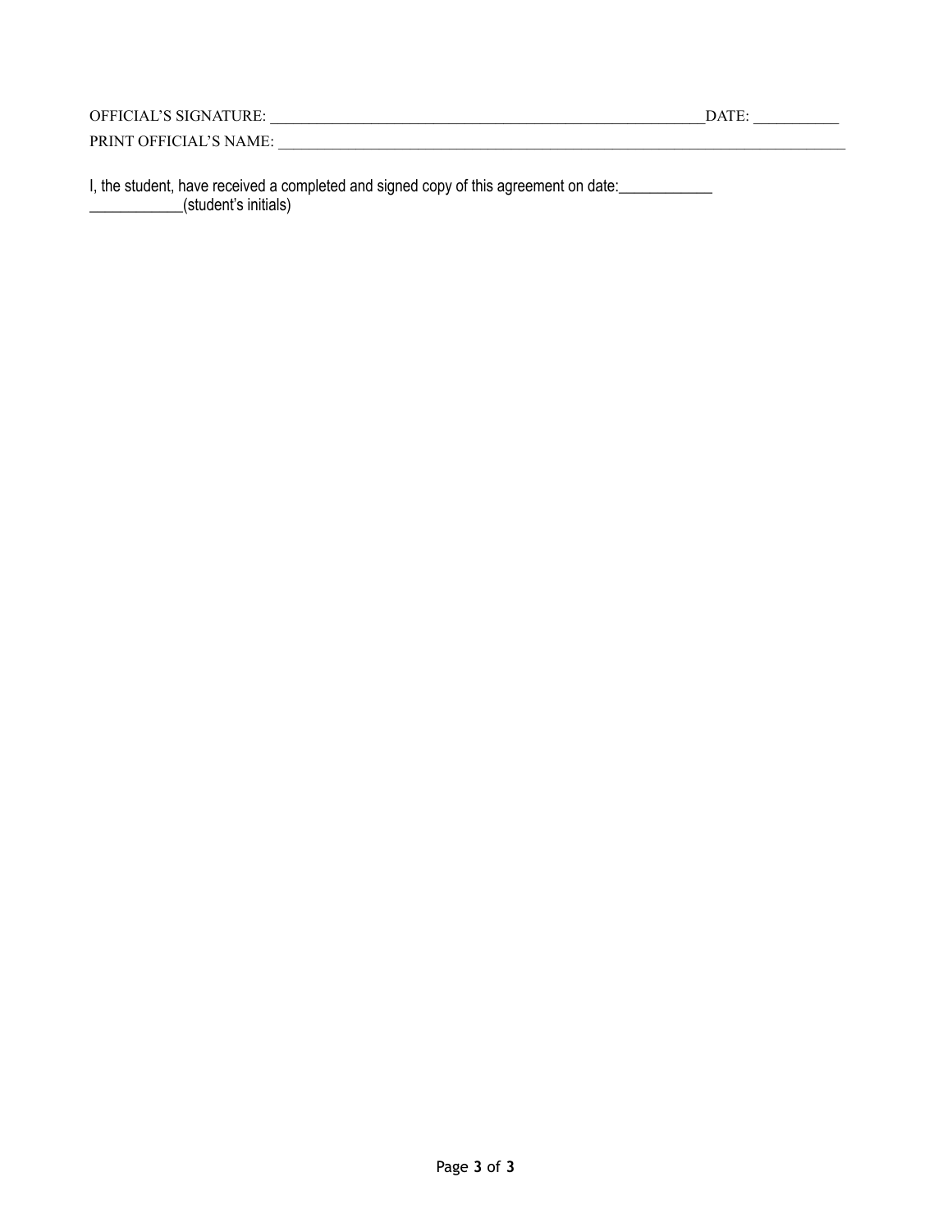OFFICIAL'S SIGNATURE: ___________________________________________________________DATE: ___________

PRINT OFFICIAL'S NAME: _______________________________________________________________________________

I, the student, have received a completed and signed copy of this agreement on date:____________
____________(student's initials)